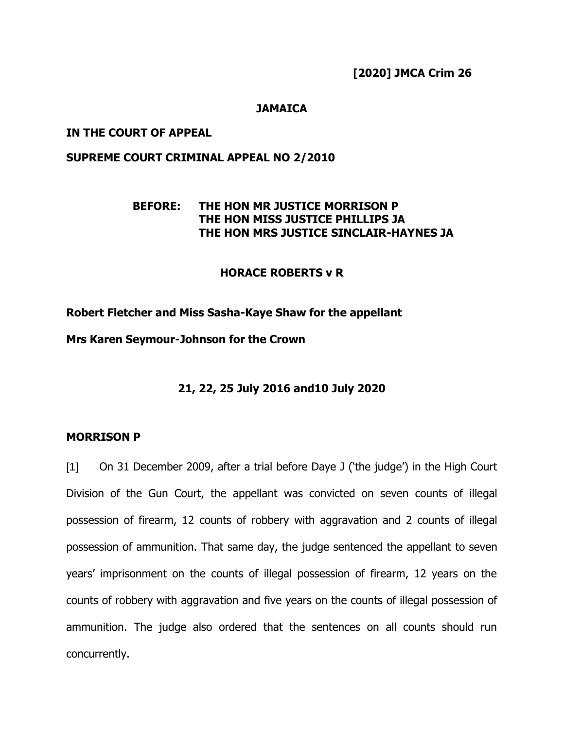**[2020] JMCA Crim 26**

**JAMAICA**

**IN THE COURT OF APPEAL**

**SUPREME COURT CRIMINAL APPEAL NO 2/2010**

**BEFORE: THE HON MR JUSTICE MORRISON P**
**THE HON MISS JUSTICE PHILLIPS JA**
**THE HON MRS JUSTICE SINCLAIR-HAYNES JA**

**HORACE ROBERTS v R**

**Robert Fletcher and Miss Sasha-Kaye Shaw for the appellant**

**Mrs Karen Seymour-Johnson for the Crown**

**21, 22, 25 July 2016 and10 July 2020**

**MORRISON P**

[1] On 31 December 2009, after a trial before Daye J ('the judge') in the High Court Division of the Gun Court, the appellant was convicted on seven counts of illegal possession of firearm, 12 counts of robbery with aggravation and 2 counts of illegal possession of ammunition. That same day, the judge sentenced the appellant to seven years' imprisonment on the counts of illegal possession of firearm, 12 years on the counts of robbery with aggravation and five years on the counts of illegal possession of ammunition. The judge also ordered that the sentences on all counts should run concurrently.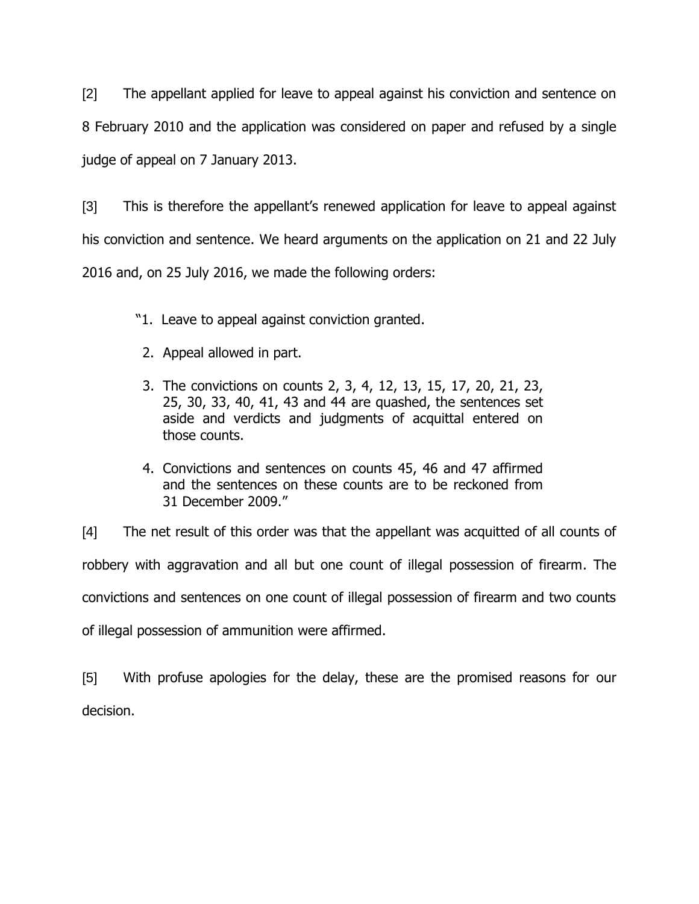[2] The appellant applied for leave to appeal against his conviction and sentence on 8 February 2010 and the application was considered on paper and refused by a single judge of appeal on 7 January 2013.

[3] This is therefore the appellant's renewed application for leave to appeal against his conviction and sentence. We heard arguments on the application on 21 and 22 July 2016 and, on 25 July 2016, we made the following orders:

> "1. Leave to appeal against conviction granted.
>
> 2. Appeal allowed in part.
>
> 3. The convictions on counts 2, 3, 4, 12, 13, 15, 17, 20, 21, 23, 25, 30, 33, 40, 41, 43 and 44 are quashed, the sentences set aside and verdicts and judgments of acquittal entered on those counts.
>
> 4. Convictions and sentences on counts 45, 46 and 47 affirmed and the sentences on these counts are to be reckoned from 31 December 2009."

[4] The net result of this order was that the appellant was acquitted of all counts of robbery with aggravation and all but one count of illegal possession of firearm. The convictions and sentences on one count of illegal possession of firearm and two counts of illegal possession of ammunition were affirmed.

[5] With profuse apologies for the delay, these are the promised reasons for our decision.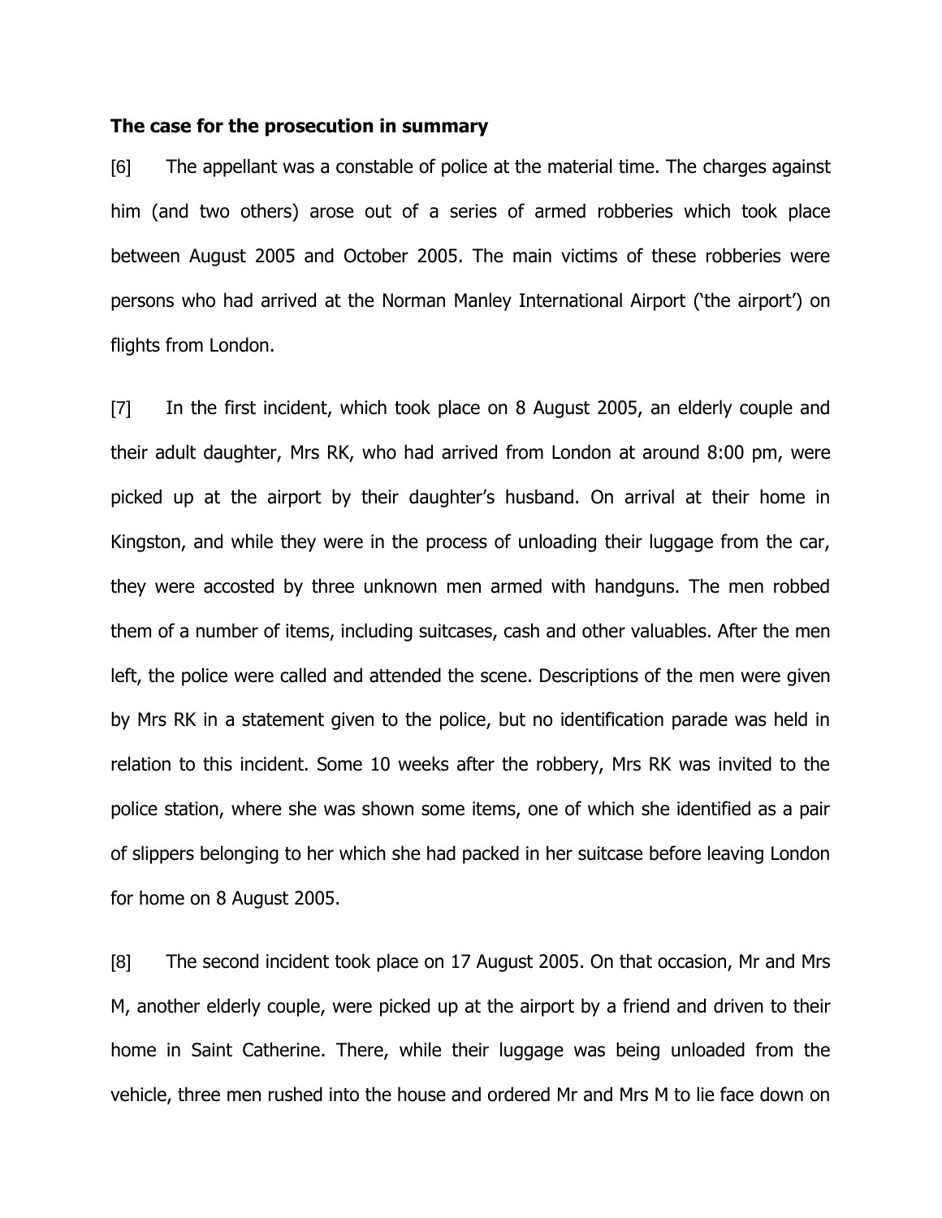**The case for the prosecution in summary**

[6] The appellant was a constable of police at the material time. The charges against him (and two others) arose out of a series of armed robberies which took place between August 2005 and October 2005. The main victims of these robberies were persons who had arrived at the Norman Manley International Airport ('the airport') on flights from London.

[7] In the first incident, which took place on 8 August 2005, an elderly couple and their adult daughter, Mrs RK, who had arrived from London at around 8:00 pm, were picked up at the airport by their daughter's husband. On arrival at their home in Kingston, and while they were in the process of unloading their luggage from the car, they were accosted by three unknown men armed with handguns. The men robbed them of a number of items, including suitcases, cash and other valuables. After the men left, the police were called and attended the scene. Descriptions of the men were given by Mrs RK in a statement given to the police, but no identification parade was held in relation to this incident. Some 10 weeks after the robbery, Mrs RK was invited to the police station, where she was shown some items, one of which she identified as a pair of slippers belonging to her which she had packed in her suitcase before leaving London for home on 8 August 2005.

[8] The second incident took place on 17 August 2005. On that occasion, Mr and Mrs M, another elderly couple, were picked up at the airport by a friend and driven to their home in Saint Catherine. There, while their luggage was being unloaded from the vehicle, three men rushed into the house and ordered Mr and Mrs M to lie face down on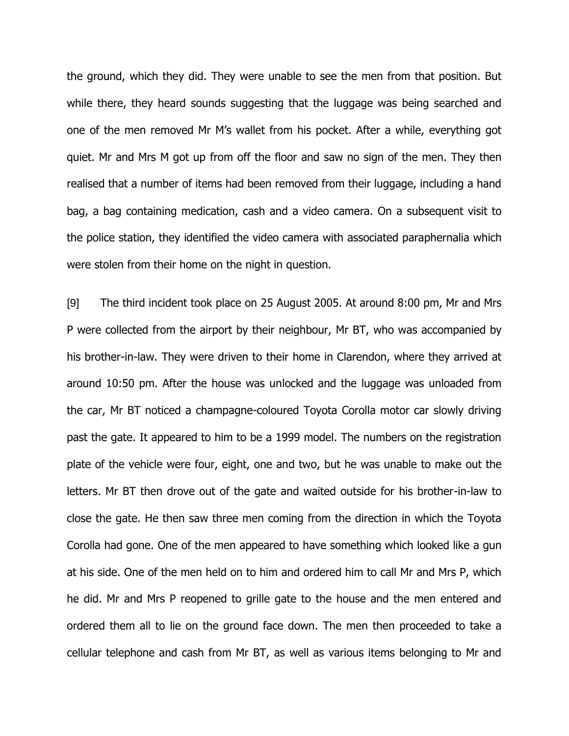the ground, which they did. They were unable to see the men from that position. But while there, they heard sounds suggesting that the luggage was being searched and one of the men removed Mr M's wallet from his pocket. After a while, everything got quiet. Mr and Mrs M got up from off the floor and saw no sign of the men. They then realised that a number of items had been removed from their luggage, including a hand bag, a bag containing medication, cash and a video camera. On a subsequent visit to the police station, they identified the video camera with associated paraphernalia which were stolen from their home on the night in question.

[9] The third incident took place on 25 August 2005. At around 8:00 pm, Mr and Mrs P were collected from the airport by their neighbour, Mr BT, who was accompanied by his brother-in-law. They were driven to their home in Clarendon, where they arrived at around 10:50 pm. After the house was unlocked and the luggage was unloaded from the car, Mr BT noticed a champagne-coloured Toyota Corolla motor car slowly driving past the gate. It appeared to him to be a 1999 model. The numbers on the registration plate of the vehicle were four, eight, one and two, but he was unable to make out the letters. Mr BT then drove out of the gate and waited outside for his brother-in-law to close the gate. He then saw three men coming from the direction in which the Toyota Corolla had gone. One of the men appeared to have something which looked like a gun at his side. One of the men held on to him and ordered him to call Mr and Mrs P, which he did. Mr and Mrs P reopened to grille gate to the house and the men entered and ordered them all to lie on the ground face down. The men then proceeded to take a cellular telephone and cash from Mr BT, as well as various items belonging to Mr and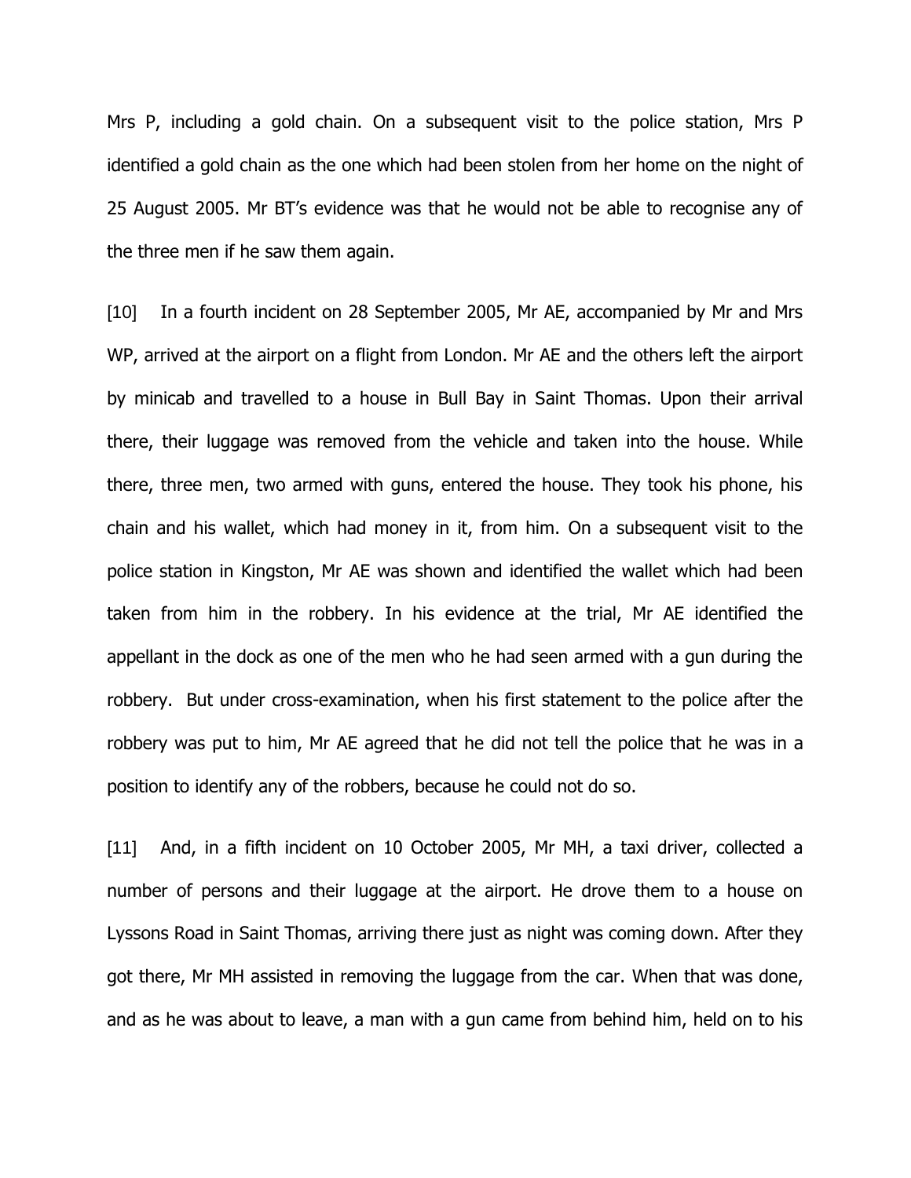Mrs P, including a gold chain. On a subsequent visit to the police station, Mrs P identified a gold chain as the one which had been stolen from her home on the night of 25 August 2005. Mr BT's evidence was that he would not be able to recognise any of the three men if he saw them again.

[10] In a fourth incident on 28 September 2005, Mr AE, accompanied by Mr and Mrs WP, arrived at the airport on a flight from London. Mr AE and the others left the airport by minicab and travelled to a house in Bull Bay in Saint Thomas. Upon their arrival there, their luggage was removed from the vehicle and taken into the house. While there, three men, two armed with guns, entered the house. They took his phone, his chain and his wallet, which had money in it, from him. On a subsequent visit to the police station in Kingston, Mr AE was shown and identified the wallet which had been taken from him in the robbery. In his evidence at the trial, Mr AE identified the appellant in the dock as one of the men who he had seen armed with a gun during the robbery. But under cross-examination, when his first statement to the police after the robbery was put to him, Mr AE agreed that he did not tell the police that he was in a position to identify any of the robbers, because he could not do so.

[11] And, in a fifth incident on 10 October 2005, Mr MH, a taxi driver, collected a number of persons and their luggage at the airport. He drove them to a house on Lyssons Road in Saint Thomas, arriving there just as night was coming down. After they got there, Mr MH assisted in removing the luggage from the car. When that was done, and as he was about to leave, a man with a gun came from behind him, held on to his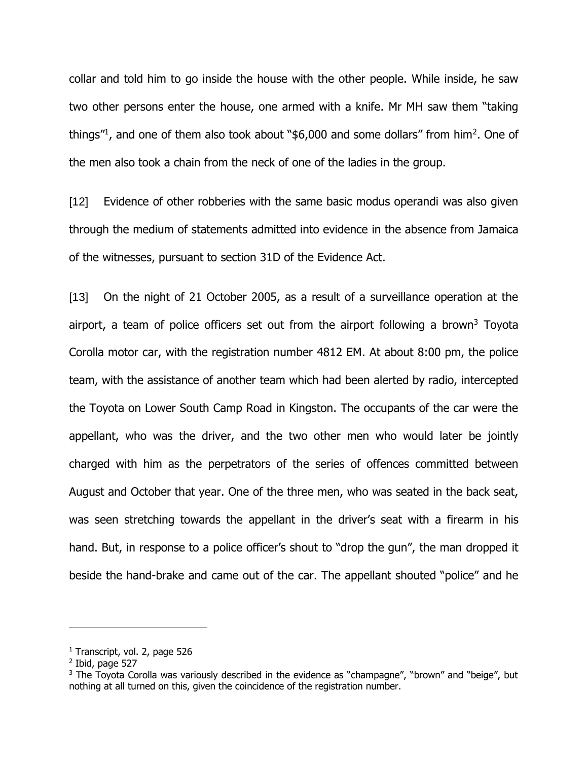collar and told him to go inside the house with the other people. While inside, he saw two other persons enter the house, one armed with a knife. Mr MH saw them "taking things"[1], and one of them also took about "$6,000 and some dollars" from him[2]. One of the men also took a chain from the neck of one of the ladies in the group.

[12] Evidence of other robberies with the same basic modus operandi was also given through the medium of statements admitted into evidence in the absence from Jamaica of the witnesses, pursuant to section 31D of the Evidence Act.

[13] On the night of 21 October 2005, as a result of a surveillance operation at the airport, a team of police officers set out from the airport following a brown[3] Toyota Corolla motor car, with the registration number 4812 EM. At about 8:00 pm, the police team, with the assistance of another team which had been alerted by radio, intercepted the Toyota on Lower South Camp Road in Kingston. The occupants of the car were the appellant, who was the driver, and the two other men who would later be jointly charged with him as the perpetrators of the series of offences committed between August and October that year. One of the three men, who was seated in the back seat, was seen stretching towards the appellant in the driver's seat with a firearm in his hand. But, in response to a police officer's shout to "drop the gun", the man dropped it beside the hand-brake and came out of the car. The appellant shouted "police" and he

---

[1] Transcript, vol. 2, page 526

[2] Ibid, page 527

[3] The Toyota Corolla was variously described in the evidence as "champagne", "brown" and "beige", but nothing at all turned on this, given the coincidence of the registration number.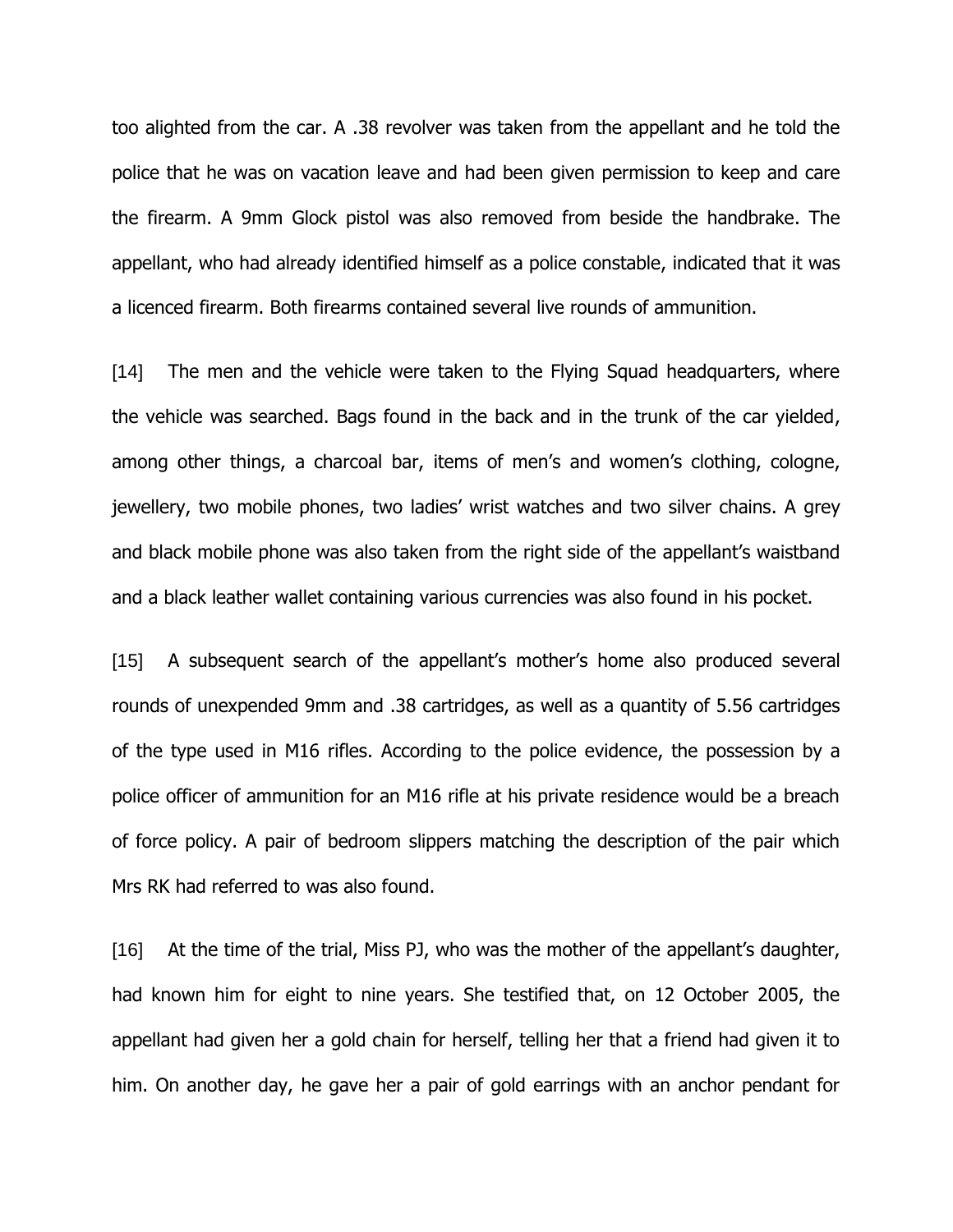too alighted from the car. A .38 revolver was taken from the appellant and he told the police that he was on vacation leave and had been given permission to keep and care the firearm. A 9mm Glock pistol was also removed from beside the handbrake. The appellant, who had already identified himself as a police constable, indicated that it was a licenced firearm. Both firearms contained several live rounds of ammunition.

[14] The men and the vehicle were taken to the Flying Squad headquarters, where the vehicle was searched. Bags found in the back and in the trunk of the car yielded, among other things, a charcoal bar, items of men's and women's clothing, cologne, jewellery, two mobile phones, two ladies' wrist watches and two silver chains. A grey and black mobile phone was also taken from the right side of the appellant's waistband and a black leather wallet containing various currencies was also found in his pocket.

[15] A subsequent search of the appellant's mother's home also produced several rounds of unexpended 9mm and .38 cartridges, as well as a quantity of 5.56 cartridges of the type used in M16 rifles. According to the police evidence, the possession by a police officer of ammunition for an M16 rifle at his private residence would be a breach of force policy. A pair of bedroom slippers matching the description of the pair which Mrs RK had referred to was also found.

[16] At the time of the trial, Miss PJ, who was the mother of the appellant's daughter, had known him for eight to nine years. She testified that, on 12 October 2005, the appellant had given her a gold chain for herself, telling her that a friend had given it to him. On another day, he gave her a pair of gold earrings with an anchor pendant for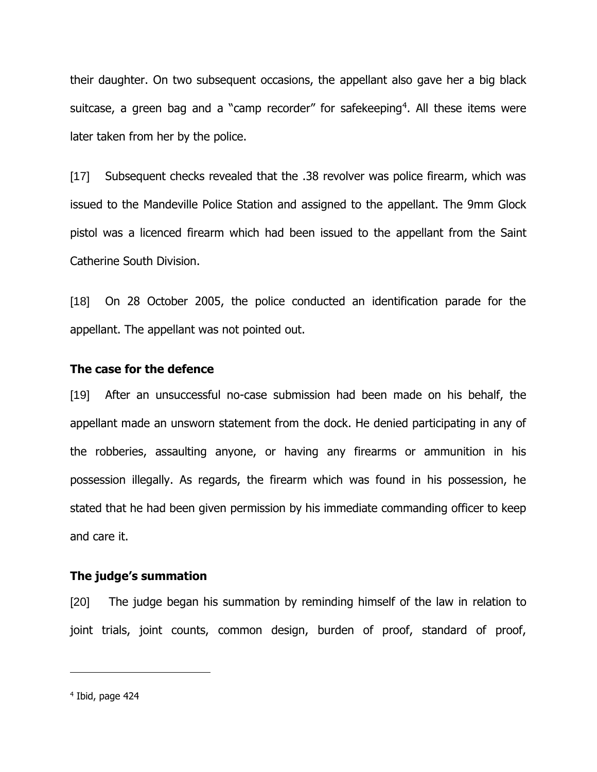their daughter. On two subsequent occasions, the appellant also gave her a big black suitcase, a green bag and a "camp recorder" for safekeeping[4]. All these items were later taken from her by the police.

[17] Subsequent checks revealed that the .38 revolver was police firearm, which was issued to the Mandeville Police Station and assigned to the appellant. The 9mm Glock pistol was a licenced firearm which had been issued to the appellant from the Saint Catherine South Division.

[18] On 28 October 2005, the police conducted an identification parade for the appellant. The appellant was not pointed out.

**The case for the defence**

[19] After an unsuccessful no-case submission had been made on his behalf, the appellant made an unsworn statement from the dock. He denied participating in any of the robberies, assaulting anyone, or having any firearms or ammunition in his possession illegally. As regards, the firearm which was found in his possession, he stated that he had been given permission by his immediate commanding officer to keep and care it.

**The judge's summation**

[20] The judge began his summation by reminding himself of the law in relation to joint trials, joint counts, common design, burden of proof, standard of proof,

---

[4] Ibid, page 424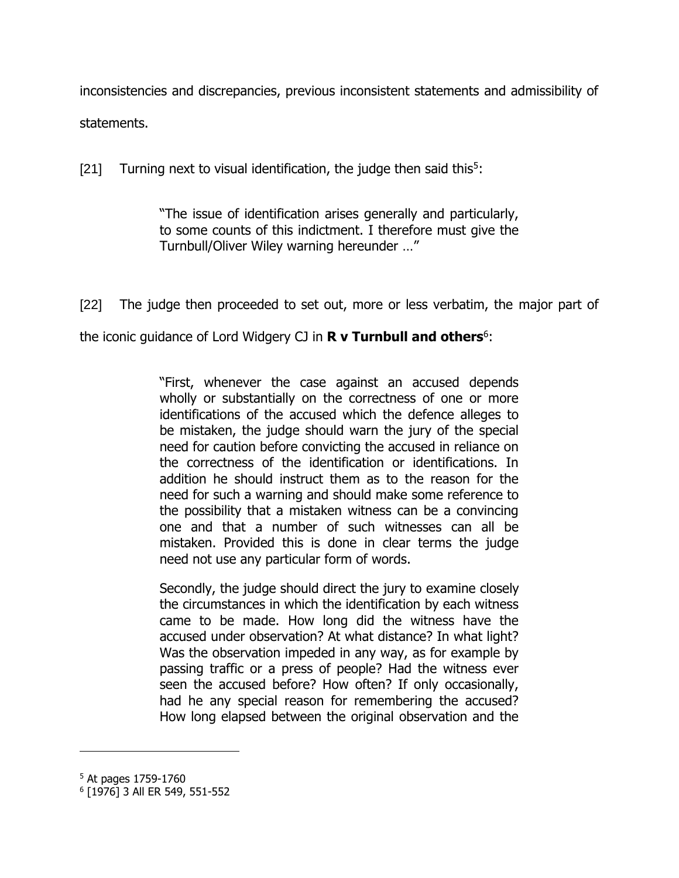inconsistencies and discrepancies, previous inconsistent statements and admissibility of statements.

[21] Turning next to visual identification, the judge then said this[5]:

> "The issue of identification arises generally and particularly, to some counts of this indictment. I therefore must give the Turnbull/Oliver Wiley warning hereunder …"

[22] The judge then proceeded to set out, more or less verbatim, the major part of the iconic guidance of Lord Widgery CJ in **R v Turnbull and others**[6]:

> "First, whenever the case against an accused depends wholly or substantially on the correctness of one or more identifications of the accused which the defence alleges to be mistaken, the judge should warn the jury of the special need for caution before convicting the accused in reliance on the correctness of the identification or identifications. In addition he should instruct them as to the reason for the need for such a warning and should make some reference to the possibility that a mistaken witness can be a convincing one and that a number of such witnesses can all be mistaken. Provided this is done in clear terms the judge need not use any particular form of words.
>
> Secondly, the judge should direct the jury to examine closely the circumstances in which the identification by each witness came to be made. How long did the witness have the accused under observation? At what distance? In what light? Was the observation impeded in any way, as for example by passing traffic or a press of people? Had the witness ever seen the accused before? How often? If only occasionally, had he any special reason for remembering the accused? How long elapsed between the original observation and the

---

[5] At pages 1759-1760

[6] [1976] 3 All ER 549, 551-552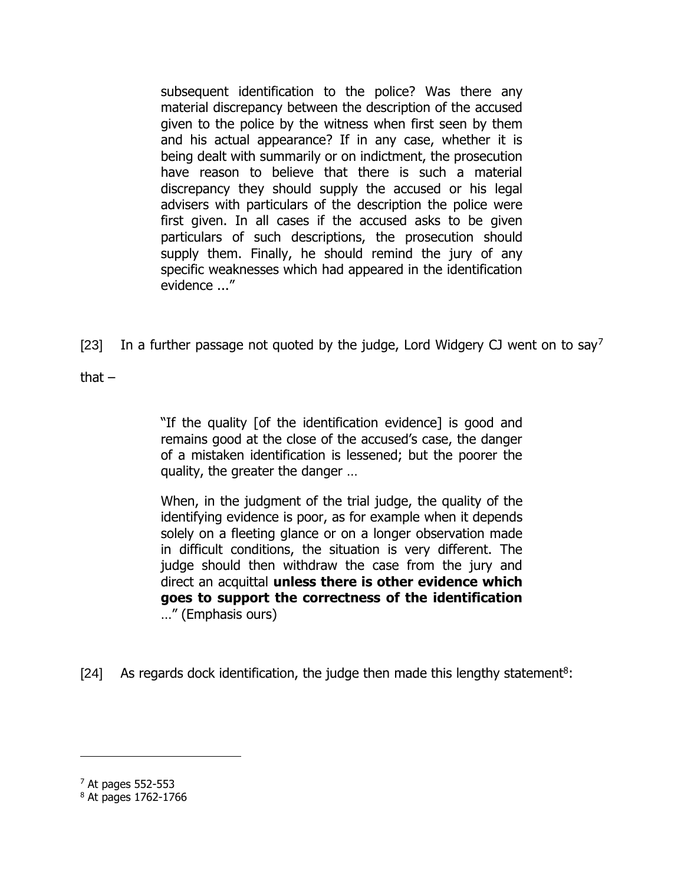> subsequent identification to the police? Was there any material discrepancy between the description of the accused given to the police by the witness when first seen by them and his actual appearance? If in any case, whether it is being dealt with summarily or on indictment, the prosecution have reason to believe that there is such a material discrepancy they should supply the accused or his legal advisers with particulars of the description the police were first given. In all cases if the accused asks to be given particulars of such descriptions, the prosecution should supply them. Finally, he should remind the jury of any specific weaknesses which had appeared in the identification evidence ..."

[23] In a further passage not quoted by the judge, Lord Widgery CJ went on to say[7] that –

> "If the quality [of the identification evidence] is good and remains good at the close of the accused's case, the danger of a mistaken identification is lessened; but the poorer the quality, the greater the danger …
>
> When, in the judgment of the trial judge, the quality of the identifying evidence is poor, as for example when it depends solely on a fleeting glance or on a longer observation made in difficult conditions, the situation is very different. The judge should then withdraw the case from the jury and direct an acquittal **unless there is other evidence which goes to support the correctness of the identification** …" (Emphasis ours)

[24] As regards dock identification, the judge then made this lengthy statement[8]:

---

[7] At pages 552-553

[8] At pages 1762-1766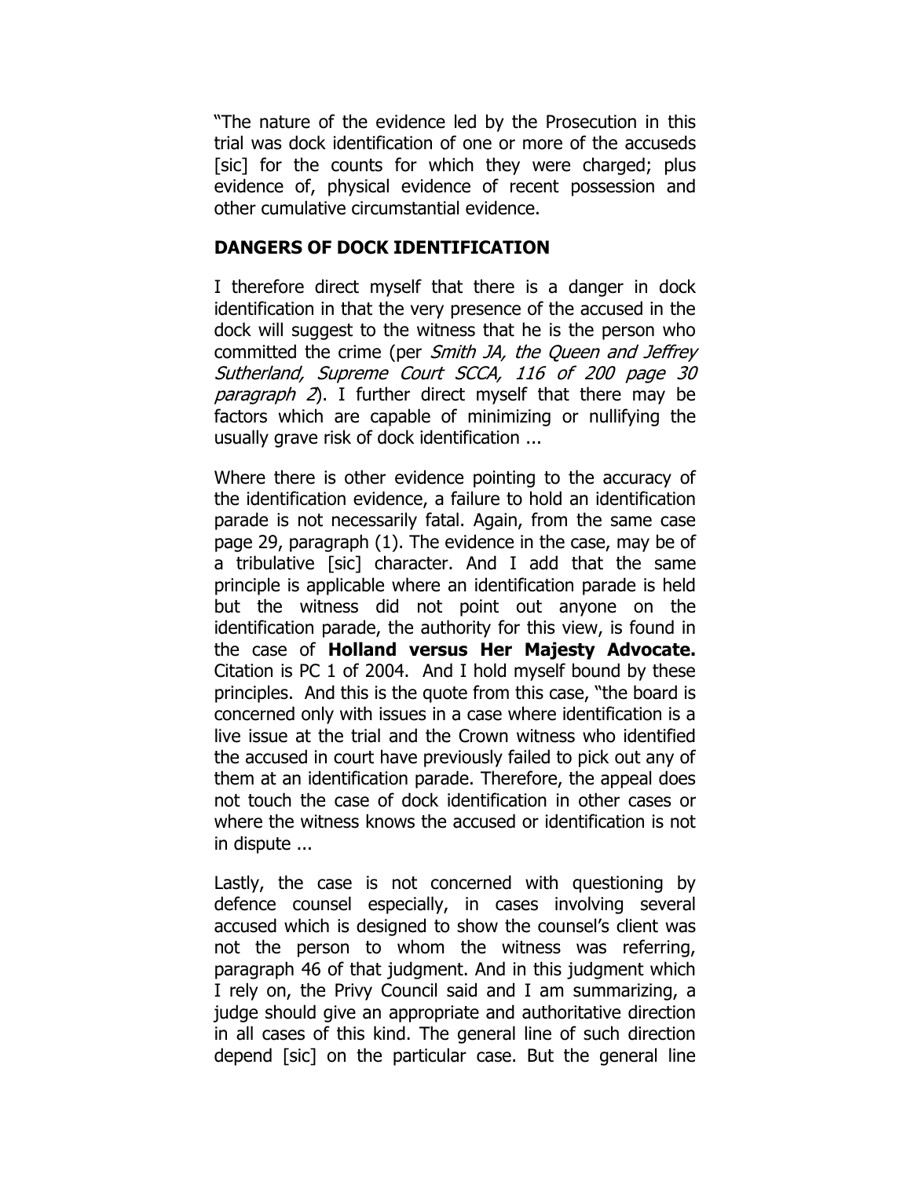"The nature of the evidence led by the Prosecution in this trial was dock identification of one or more of the accuseds [sic] for the counts for which they were charged; plus evidence of, physical evidence of recent possession and other cumulative circumstantial evidence.

**DANGERS OF DOCK IDENTIFICATION**

I therefore direct myself that there is a danger in dock identification in that the very presence of the accused in the dock will suggest to the witness that he is the person who committed the crime (per *Smith JA, the Queen and Jeffrey Sutherland, Supreme Court SCCA, 116 of 200 page 30 paragraph 2*). I further direct myself that there may be factors which are capable of minimizing or nullifying the usually grave risk of dock identification ...

Where there is other evidence pointing to the accuracy of the identification evidence, a failure to hold an identification parade is not necessarily fatal. Again, from the same case page 29, paragraph (1). The evidence in the case, may be of a tribulative [sic] character. And I add that the same principle is applicable where an identification parade is held but the witness did not point out anyone on the identification parade, the authority for this view, is found in the case of **Holland versus Her Majesty Advocate.** Citation is PC 1 of 2004. And I hold myself bound by these principles. And this is the quote from this case, "the board is concerned only with issues in a case where identification is a live issue at the trial and the Crown witness who identified the accused in court have previously failed to pick out any of them at an identification parade. Therefore, the appeal does not touch the case of dock identification in other cases or where the witness knows the accused or identification is not in dispute ...

Lastly, the case is not concerned with questioning by defence counsel especially, in cases involving several accused which is designed to show the counsel's client was not the person to whom the witness was referring, paragraph 46 of that judgment. And in this judgment which I rely on, the Privy Council said and I am summarizing, a judge should give an appropriate and authoritative direction in all cases of this kind. The general line of such direction depend [sic] on the particular case. But the general line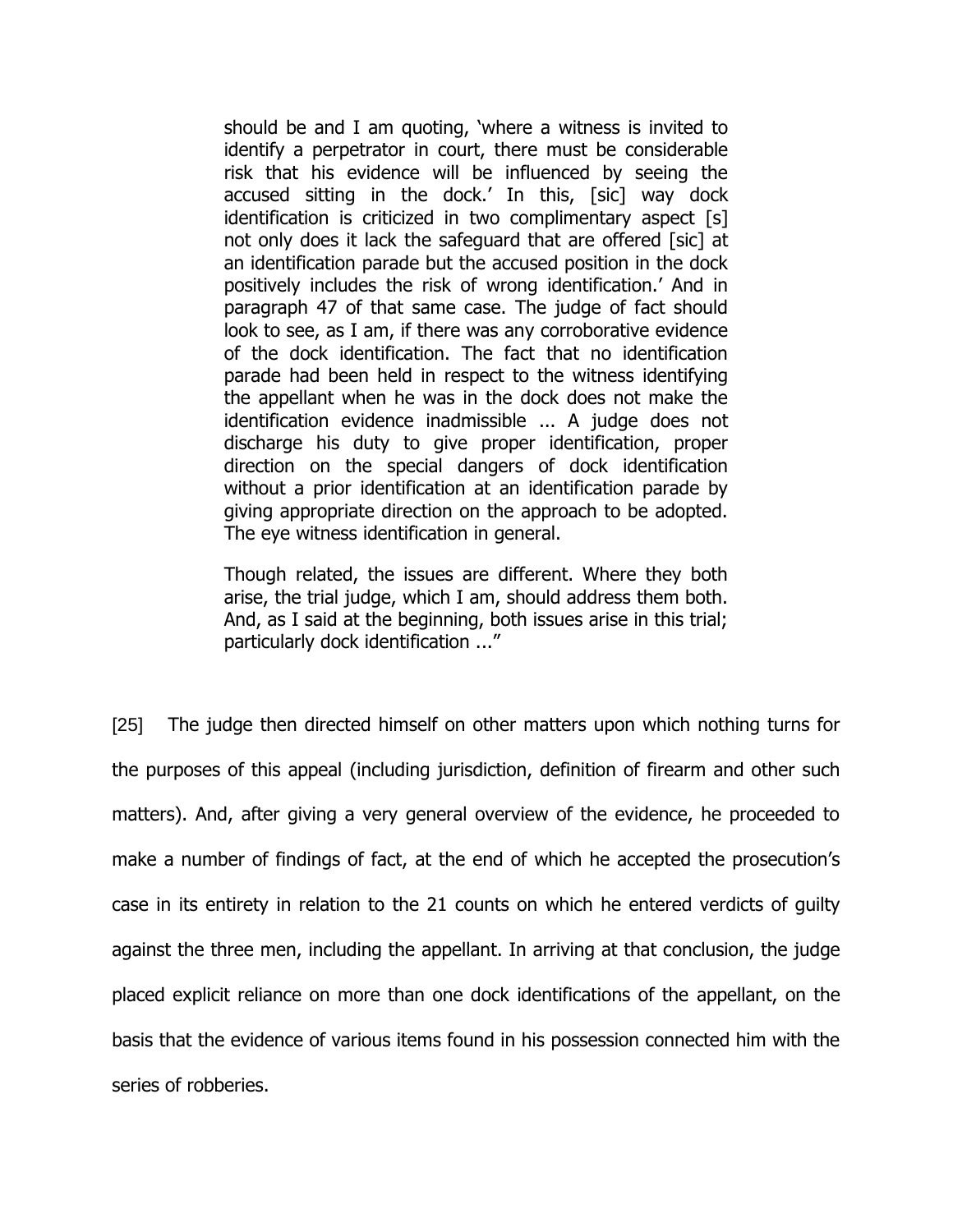> should be and I am quoting, 'where a witness is invited to identify a perpetrator in court, there must be considerable risk that his evidence will be influenced by seeing the accused sitting in the dock.' In this, [sic] way dock identification is criticized in two complimentary aspect [s] not only does it lack the safeguard that are offered [sic] at an identification parade but the accused position in the dock positively includes the risk of wrong identification.' And in paragraph 47 of that same case. The judge of fact should look to see, as I am, if there was any corroborative evidence of the dock identification. The fact that no identification parade had been held in respect to the witness identifying the appellant when he was in the dock does not make the identification evidence inadmissible ... A judge does not discharge his duty to give proper identification, proper direction on the special dangers of dock identification without a prior identification at an identification parade by giving appropriate direction on the approach to be adopted. The eye witness identification in general.
>
> Though related, the issues are different. Where they both arise, the trial judge, which I am, should address them both. And, as I said at the beginning, both issues arise in this trial; particularly dock identification ..."

[25] The judge then directed himself on other matters upon which nothing turns for the purposes of this appeal (including jurisdiction, definition of firearm and other such matters). And, after giving a very general overview of the evidence, he proceeded to make a number of findings of fact, at the end of which he accepted the prosecution's case in its entirety in relation to the 21 counts on which he entered verdicts of guilty against the three men, including the appellant. In arriving at that conclusion, the judge placed explicit reliance on more than one dock identifications of the appellant, on the basis that the evidence of various items found in his possession connected him with the series of robberies.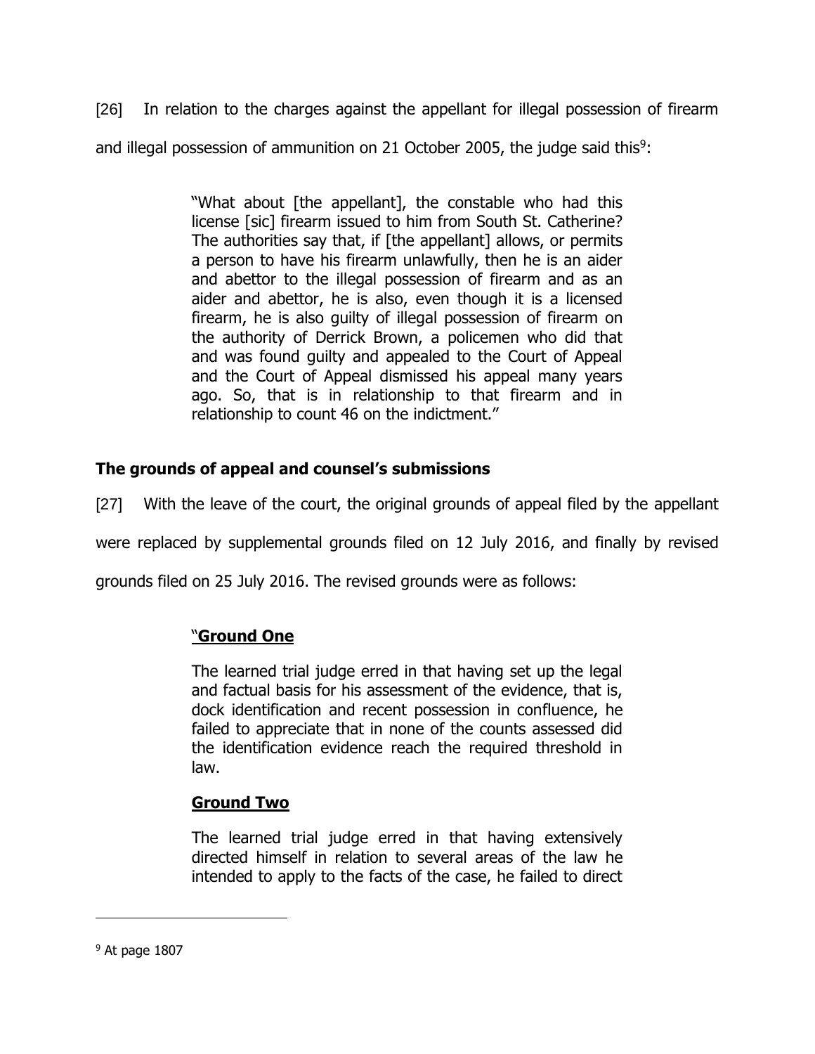[26] In relation to the charges against the appellant for illegal possession of firearm and illegal possession of ammunition on 21 October 2005, the judge said this[9]:

> "What about [the appellant], the constable who had this license [sic] firearm issued to him from South St. Catherine? The authorities say that, if [the appellant] allows, or permits a person to have his firearm unlawfully, then he is an aider and abettor to the illegal possession of firearm and as an aider and abettor, he is also, even though it is a licensed firearm, he is also guilty of illegal possession of firearm on the authority of Derrick Brown, a policemen who did that and was found guilty and appealed to the Court of Appeal and the Court of Appeal dismissed his appeal many years ago. So, that is in relationship to that firearm and in relationship to count 46 on the indictment."

### The grounds of appeal and counsel's submissions

[27] With the leave of the court, the original grounds of appeal filed by the appellant were replaced by supplemental grounds filed on 12 July 2016, and finally by revised grounds filed on 25 July 2016. The revised grounds were as follows:

> "**Ground One**
>
> The learned trial judge erred in that having set up the legal and factual basis for his assessment of the evidence, that is, dock identification and recent possession in confluence, he failed to appreciate that in none of the counts assessed did the identification evidence reach the required threshold in law.
>
> **Ground Two**
>
> The learned trial judge erred in that having extensively directed himself in relation to several areas of the law he intended to apply to the facts of the case, he failed to direct

---

[9] At page 1807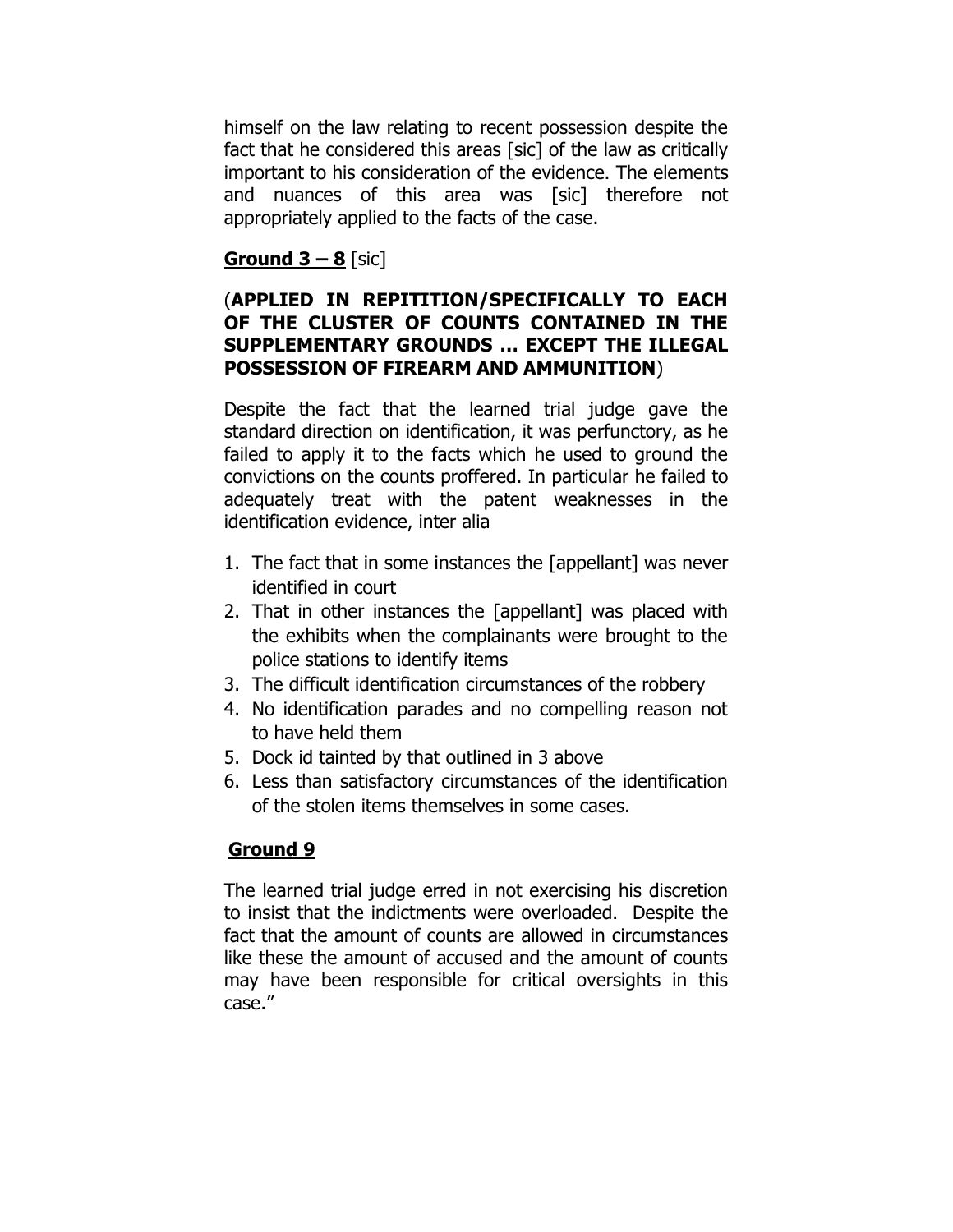himself on the law relating to recent possession despite the fact that he considered this areas [sic] of the law as critically important to his consideration of the evidence. The elements and nuances of this area was [sic] therefore not appropriately applied to the facts of the case.

**<u>Ground 3 – 8</u>** [sic]

(**APPLIED IN REPITITION/SPECIFICALLY TO EACH OF THE CLUSTER OF COUNTS CONTAINED IN THE SUPPLEMENTARY GROUNDS … EXCEPT THE ILLEGAL POSSESSION OF FIREARM AND AMMUNITION**)

Despite the fact that the learned trial judge gave the standard direction on identification, it was perfunctory, as he failed to apply it to the facts which he used to ground the convictions on the counts proffered. In particular he failed to adequately treat with the patent weaknesses in the identification evidence, inter alia

1. The fact that in some instances the [appellant] was never identified in court
2. That in other instances the [appellant] was placed with the exhibits when the complainants were brought to the police stations to identify items
3. The difficult identification circumstances of the robbery
4. No identification parades and no compelling reason not to have held them
5. Dock id tainted by that outlined in 3 above
6. Less than satisfactory circumstances of the identification of the stolen items themselves in some cases.

**<u>Ground 9</u>**

The learned trial judge erred in not exercising his discretion to insist that the indictments were overloaded. Despite the fact that the amount of counts are allowed in circumstances like these the amount of accused and the amount of counts may have been responsible for critical oversights in this case."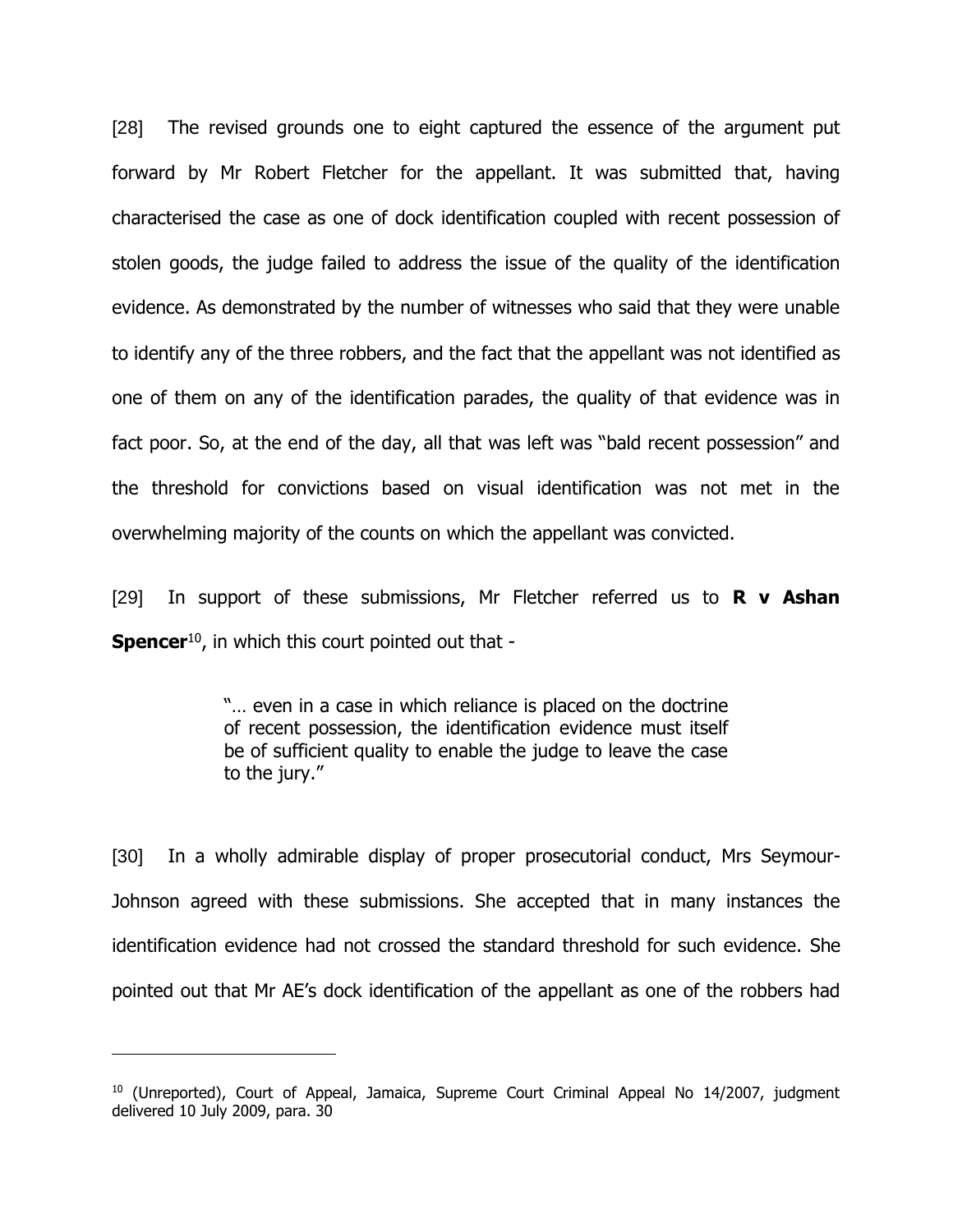[28] The revised grounds one to eight captured the essence of the argument put forward by Mr Robert Fletcher for the appellant. It was submitted that, having characterised the case as one of dock identification coupled with recent possession of stolen goods, the judge failed to address the issue of the quality of the identification evidence. As demonstrated by the number of witnesses who said that they were unable to identify any of the three robbers, and the fact that the appellant was not identified as one of them on any of the identification parades, the quality of that evidence was in fact poor. So, at the end of the day, all that was left was "bald recent possession" and the threshold for convictions based on visual identification was not met in the overwhelming majority of the counts on which the appellant was convicted.

[29] In support of these submissions, Mr Fletcher referred us to **R v Ashan Spencer**[10], in which this court pointed out that -

> "… even in a case in which reliance is placed on the doctrine of recent possession, the identification evidence must itself be of sufficient quality to enable the judge to leave the case to the jury."

[30] In a wholly admirable display of proper prosecutorial conduct, Mrs Seymour-Johnson agreed with these submissions. She accepted that in many instances the identification evidence had not crossed the standard threshold for such evidence. She pointed out that Mr AE's dock identification of the appellant as one of the robbers had

---

[10] (Unreported), Court of Appeal, Jamaica, Supreme Court Criminal Appeal No 14/2007, judgment delivered 10 July 2009, para. 30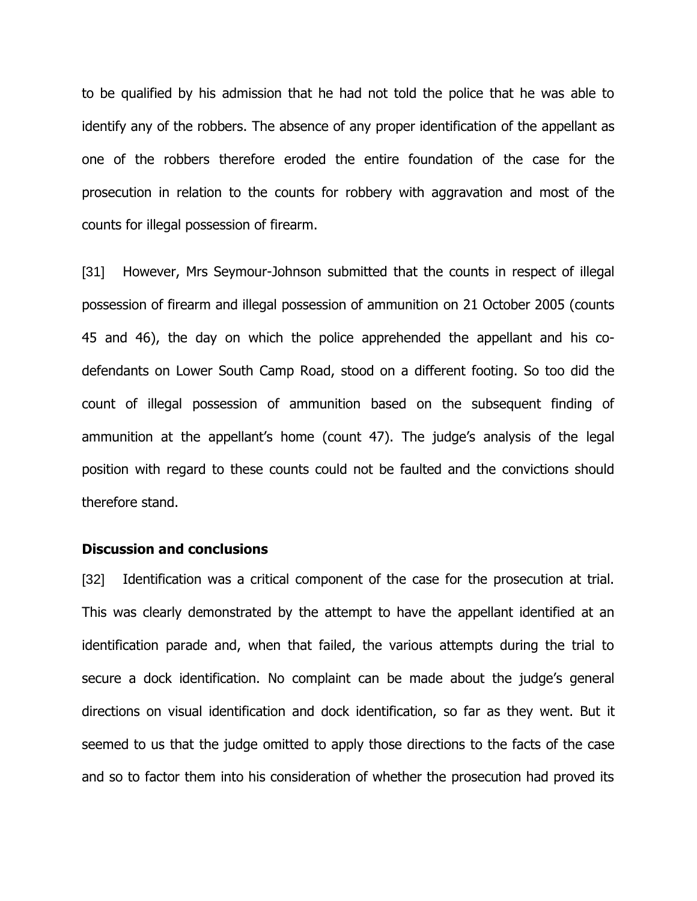to be qualified by his admission that he had not told the police that he was able to identify any of the robbers. The absence of any proper identification of the appellant as one of the robbers therefore eroded the entire foundation of the case for the prosecution in relation to the counts for robbery with aggravation and most of the counts for illegal possession of firearm.

[31] However, Mrs Seymour-Johnson submitted that the counts in respect of illegal possession of firearm and illegal possession of ammunition on 21 October 2005 (counts 45 and 46), the day on which the police apprehended the appellant and his co-defendants on Lower South Camp Road, stood on a different footing. So too did the count of illegal possession of ammunition based on the subsequent finding of ammunition at the appellant's home (count 47). The judge's analysis of the legal position with regard to these counts could not be faulted and the convictions should therefore stand.

### Discussion and conclusions

[32] Identification was a critical component of the case for the prosecution at trial. This was clearly demonstrated by the attempt to have the appellant identified at an identification parade and, when that failed, the various attempts during the trial to secure a dock identification. No complaint can be made about the judge's general directions on visual identification and dock identification, so far as they went. But it seemed to us that the judge omitted to apply those directions to the facts of the case and so to factor them into his consideration of whether the prosecution had proved its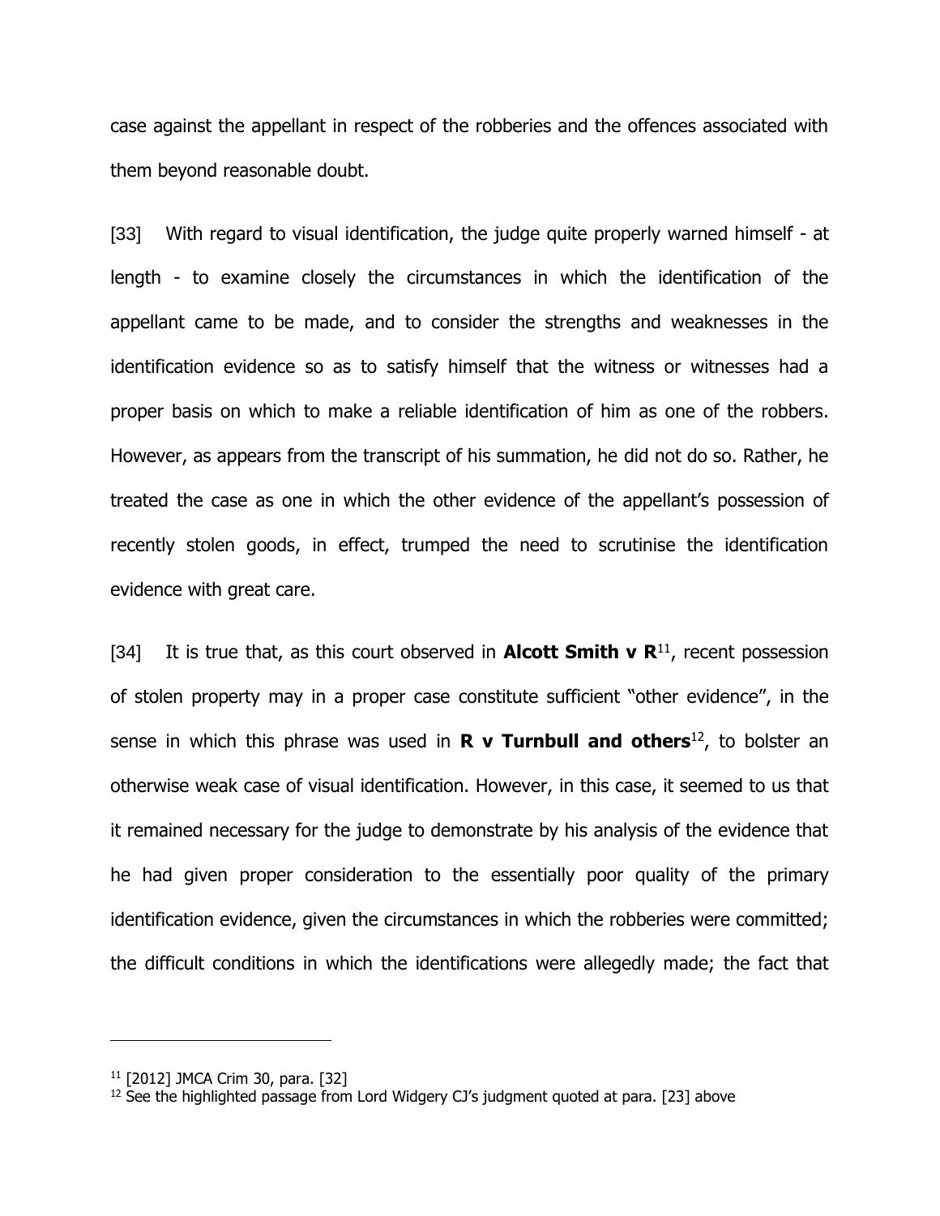case against the appellant in respect of the robberies and the offences associated with them beyond reasonable doubt.

[33] With regard to visual identification, the judge quite properly warned himself - at length - to examine closely the circumstances in which the identification of the appellant came to be made, and to consider the strengths and weaknesses in the identification evidence so as to satisfy himself that the witness or witnesses had a proper basis on which to make a reliable identification of him as one of the robbers. However, as appears from the transcript of his summation, he did not do so. Rather, he treated the case as one in which the other evidence of the appellant's possession of recently stolen goods, in effect, trumped the need to scrutinise the identification evidence with great care.

[34] It is true that, as this court observed in **Alcott Smith v R**[11], recent possession of stolen property may in a proper case constitute sufficient "other evidence", in the sense in which this phrase was used in **R v Turnbull and others**[12], to bolster an otherwise weak case of visual identification. However, in this case, it seemed to us that it remained necessary for the judge to demonstrate by his analysis of the evidence that he had given proper consideration to the essentially poor quality of the primary identification evidence, given the circumstances in which the robberies were committed; the difficult conditions in which the identifications were allegedly made; the fact that

---

[11] [2012] JMCA Crim 30, para. [32]

[12] See the highlighted passage from Lord Widgery CJ's judgment quoted at para. [23] above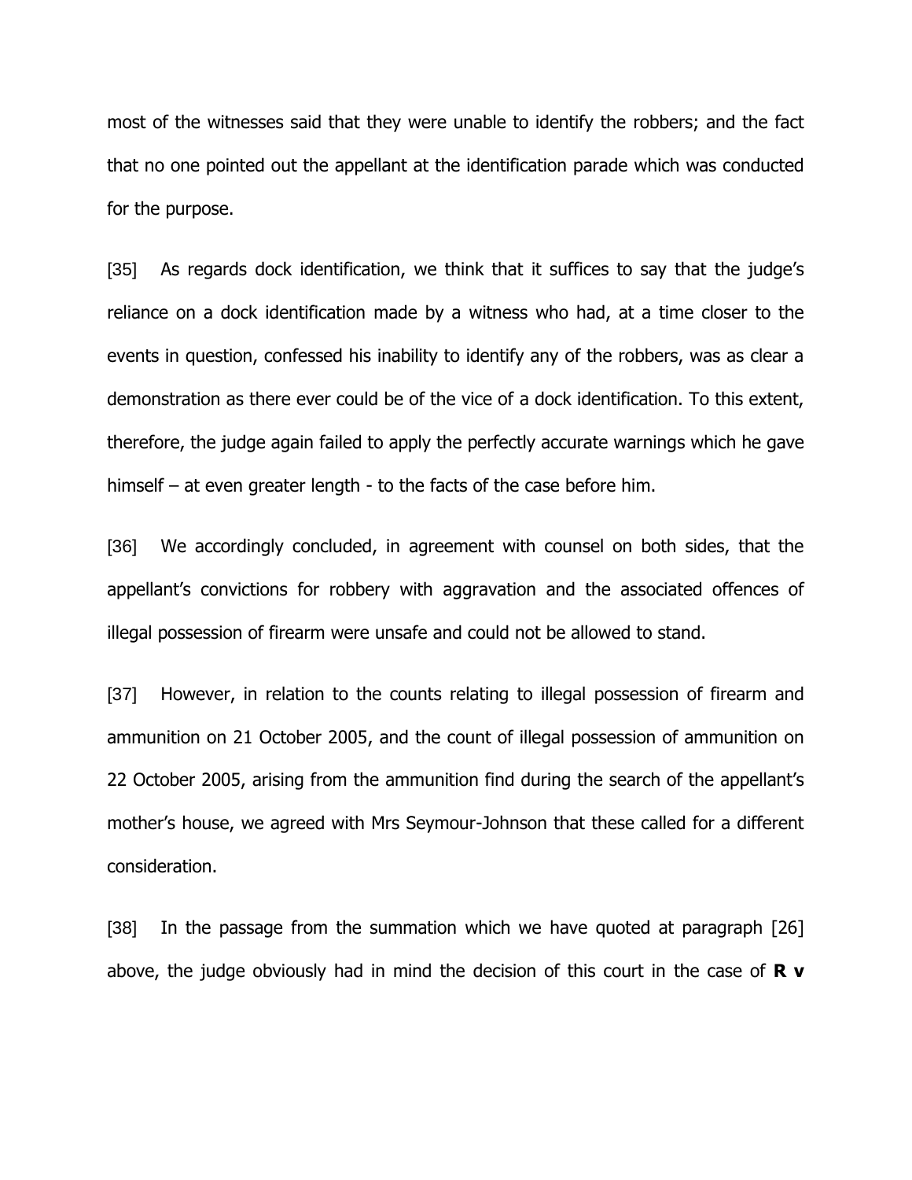most of the witnesses said that they were unable to identify the robbers; and the fact that no one pointed out the appellant at the identification parade which was conducted for the purpose.

[35] As regards dock identification, we think that it suffices to say that the judge's reliance on a dock identification made by a witness who had, at a time closer to the events in question, confessed his inability to identify any of the robbers, was as clear a demonstration as there ever could be of the vice of a dock identification. To this extent, therefore, the judge again failed to apply the perfectly accurate warnings which he gave himself – at even greater length - to the facts of the case before him.

[36] We accordingly concluded, in agreement with counsel on both sides, that the appellant's convictions for robbery with aggravation and the associated offences of illegal possession of firearm were unsafe and could not be allowed to stand.

[37] However, in relation to the counts relating to illegal possession of firearm and ammunition on 21 October 2005, and the count of illegal possession of ammunition on 22 October 2005, arising from the ammunition find during the search of the appellant's mother's house, we agreed with Mrs Seymour-Johnson that these called for a different consideration.

[38] In the passage from the summation which we have quoted at paragraph [26] above, the judge obviously had in mind the decision of this court in the case of **R v**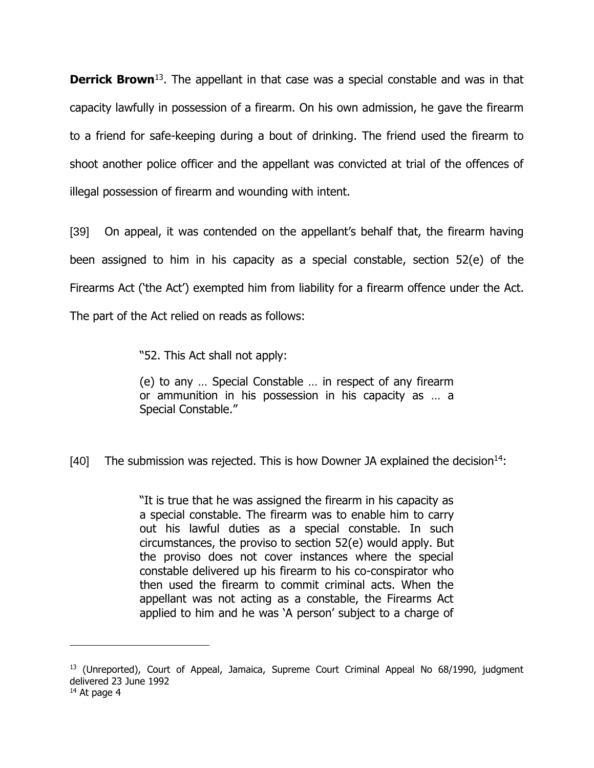**Derrick Brown**[13]. The appellant in that case was a special constable and was in that capacity lawfully in possession of a firearm. On his own admission, he gave the firearm to a friend for safe-keeping during a bout of drinking. The friend used the firearm to shoot another police officer and the appellant was convicted at trial of the offences of illegal possession of firearm and wounding with intent.

[39] On appeal, it was contended on the appellant's behalf that, the firearm having been assigned to him in his capacity as a special constable, section 52(e) of the Firearms Act ('the Act') exempted him from liability for a firearm offence under the Act. The part of the Act relied on reads as follows:

> "52. This Act shall not apply:
>
> (e) to any … Special Constable … in respect of any firearm or ammunition in his possession in his capacity as … a Special Constable."

[40] The submission was rejected. This is how Downer JA explained the decision[14]:

> "It is true that he was assigned the firearm in his capacity as a special constable. The firearm was to enable him to carry out his lawful duties as a special constable. In such circumstances, the proviso to section 52(e) would apply. But the proviso does not cover instances where the special constable delivered up his firearm to his co-conspirator who then used the firearm to commit criminal acts. When the appellant was not acting as a constable, the Firearms Act applied to him and he was 'A person' subject to a charge of

---

[13] (Unreported), Court of Appeal, Jamaica, Supreme Court Criminal Appeal No 68/1990, judgment delivered 23 June 1992

[14] At page 4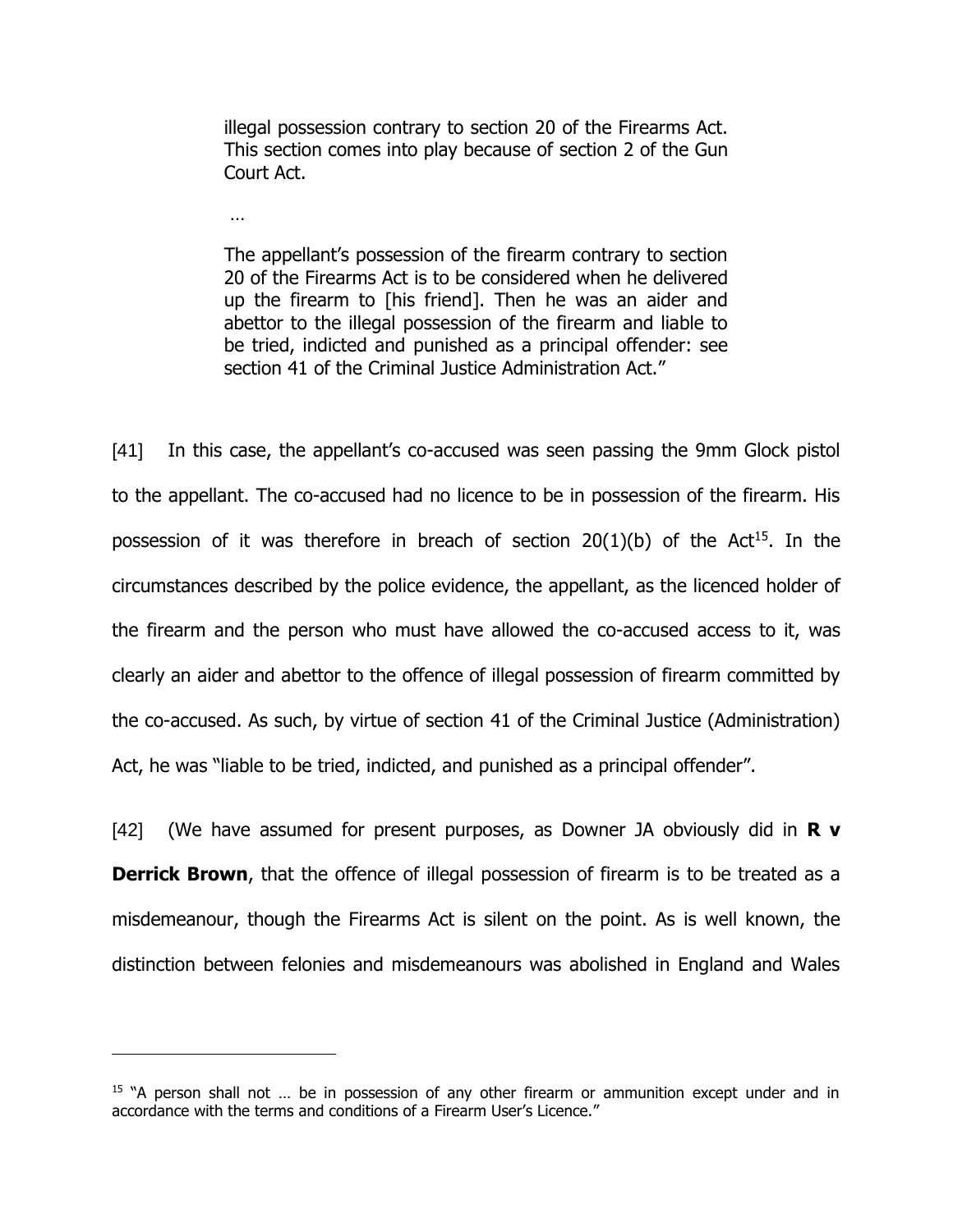> illegal possession contrary to section 20 of the Firearms Act. This section comes into play because of section 2 of the Gun Court Act.
>
> …
>
> The appellant's possession of the firearm contrary to section 20 of the Firearms Act is to be considered when he delivered up the firearm to [his friend]. Then he was an aider and abettor to the illegal possession of the firearm and liable to be tried, indicted and punished as a principal offender: see section 41 of the Criminal Justice Administration Act."

[41] In this case, the appellant's co-accused was seen passing the 9mm Glock pistol to the appellant. The co-accused had no licence to be in possession of the firearm. His possession of it was therefore in breach of section 20(1)(b) of the Act[15]. In the circumstances described by the police evidence, the appellant, as the licenced holder of the firearm and the person who must have allowed the co-accused access to it, was clearly an aider and abettor to the offence of illegal possession of firearm committed by the co-accused. As such, by virtue of section 41 of the Criminal Justice (Administration) Act, he was "liable to be tried, indicted, and punished as a principal offender".

[42] (We have assumed for present purposes, as Downer JA obviously did in **R v Derrick Brown**, that the offence of illegal possession of firearm is to be treated as a misdemeanour, though the Firearms Act is silent on the point. As is well known, the distinction between felonies and misdemeanours was abolished in England and Wales

---

[15] "A person shall not … be in possession of any other firearm or ammunition except under and in accordance with the terms and conditions of a Firearm User's Licence."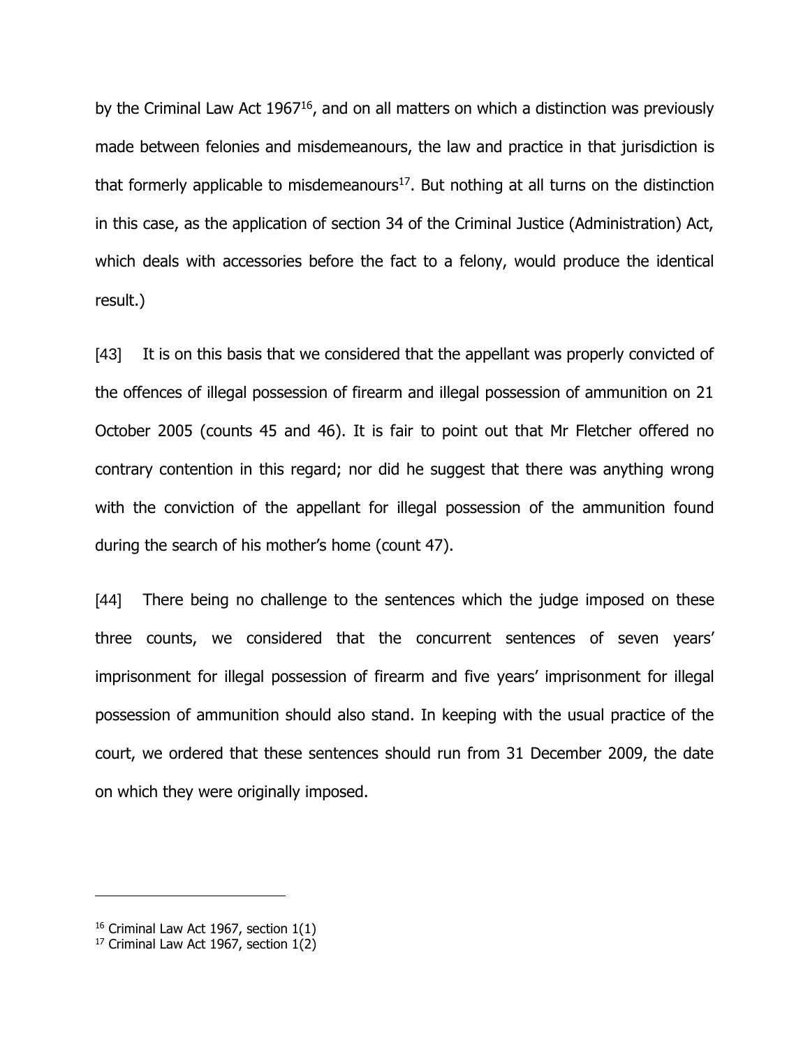by the Criminal Law Act 1967[16], and on all matters on which a distinction was previously made between felonies and misdemeanours, the law and practice in that jurisdiction is that formerly applicable to misdemeanours[17]. But nothing at all turns on the distinction in this case, as the application of section 34 of the Criminal Justice (Administration) Act, which deals with accessories before the fact to a felony, would produce the identical result.)

[43] It is on this basis that we considered that the appellant was properly convicted of the offences of illegal possession of firearm and illegal possession of ammunition on 21 October 2005 (counts 45 and 46). It is fair to point out that Mr Fletcher offered no contrary contention in this regard; nor did he suggest that there was anything wrong with the conviction of the appellant for illegal possession of the ammunition found during the search of his mother's home (count 47).

[44] There being no challenge to the sentences which the judge imposed on these three counts, we considered that the concurrent sentences of seven years' imprisonment for illegal possession of firearm and five years' imprisonment for illegal possession of ammunition should also stand. In keeping with the usual practice of the court, we ordered that these sentences should run from 31 December 2009, the date on which they were originally imposed.

---

[16] Criminal Law Act 1967, section 1(1)

[17] Criminal Law Act 1967, section 1(2)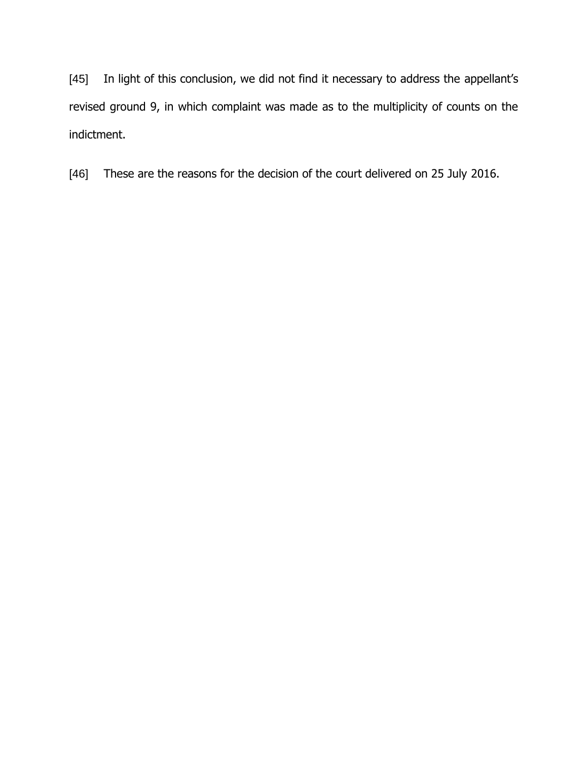[45] In light of this conclusion, we did not find it necessary to address the appellant's revised ground 9, in which complaint was made as to the multiplicity of counts on the indictment.

[46] These are the reasons for the decision of the court delivered on 25 July 2016.